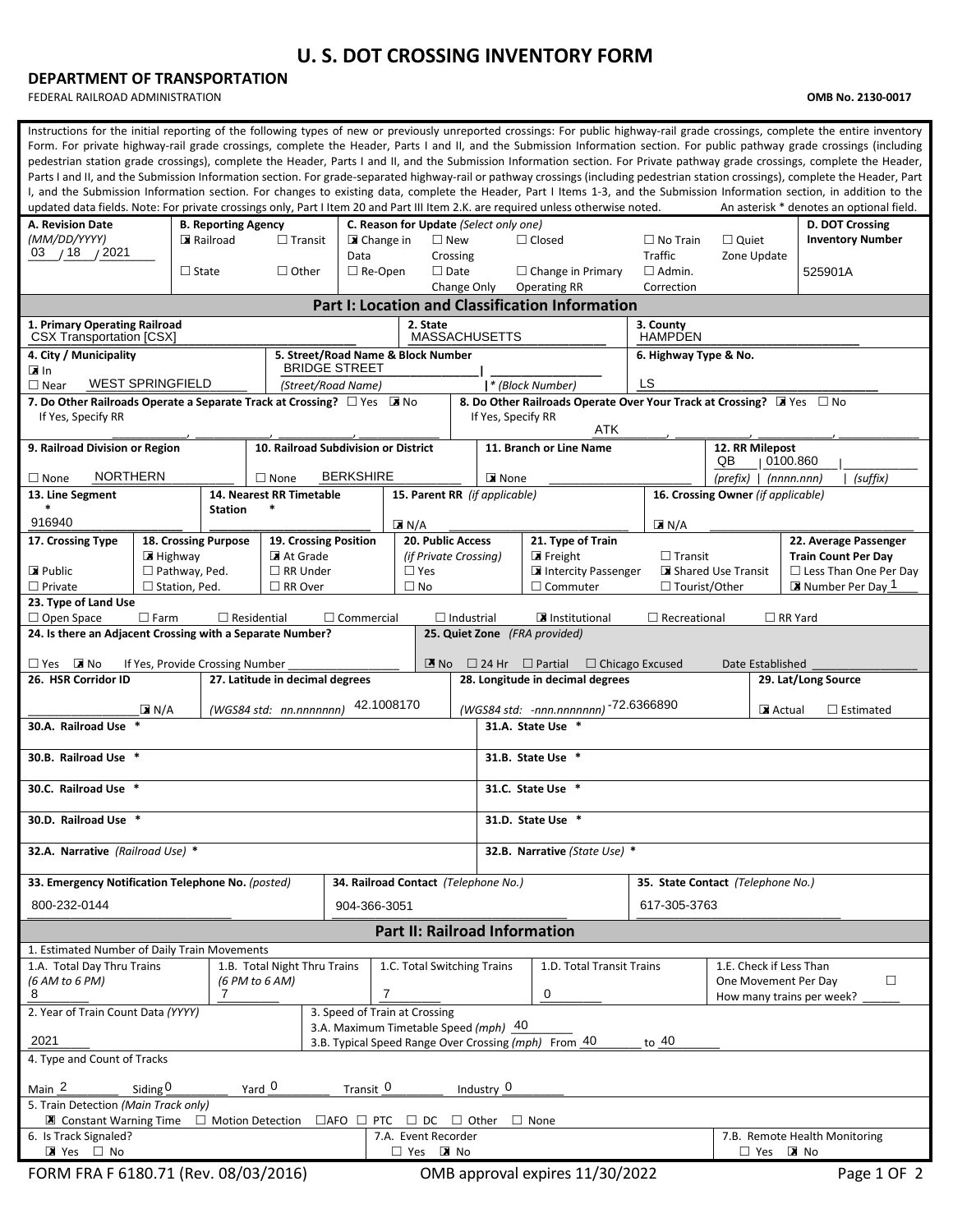# U. S. DOT CROSSING INVENTORY FORM

**DEPARTMENT OF TRANSPORTATION**

FEDERAL RAILROAD ADMINISTRATION

**OMB No. 2130-0017**

Instructions for the initial reporting of the following types of new or previously unreported crossings: For public highway-rail grade crossings, complete the entire inventory Form. For private highway-rail grade crossings, complete the Header, Parts I and II, and the Submission Information section. For public pathway grade crossings (including pedestrian station grade crossings), complete the Header, Parts I and II, and the Submission Information section. For Private pathway grade crossings, complete the Header, Parts I and II, and the Submission Information section. For grade-separated highway-rail or pathway crossings (including pedestrian station crossings), complete the Header, Part I, and the Submission Information section. For changes to existing data, complete the Header, Part I Items 1-3, and the Submission Information section, in addition to the updated data fields. Note: For private crossings only, Part I Item 20 and Part III Item 2.K. are required unless otherwise noted. An asterisk * denotes an optional field.

| A. Revision Date (MM/DD/YYYY) | B. Reporting Agency | C. Reason for Update (Select only one) | D. DOT Crossing Inventory Number |
|---|---|---|---|
| 03 / 18 / 2021 | ☒ Railroad ☐ Transit ☐ State ☐ Other | ☒ Change in Data ☐ New Crossing ☐ Closed ☐ No Train Traffic ☐ Quiet Zone Update ☐ Re-Open ☐ Date Change Only ☐ Change in Primary Operating RR ☐ Admin. Correction | 525901A |

## Part I: Location and Classification Information

| Field | Value |
|---|---|
| 1. Primary Operating Railroad | CSX Transportation [CSX] |
| 2. State | MASSACHUSETTS |
| 3. County | HAMPDEN |
| 4. City / Municipality | ☒ In ☐ Near — WEST SPRINGFIELD |
| 5. Street/Road Name & Block Number | BRIDGE STREET (Street/Road Name) \| * (Block Number) |
| 6. Highway Type & No. | LS |
| 7. Do Other Railroads Operate a Separate Track at Crossing? | ☐ Yes ☒ No — If Yes, Specify RR |
| 8. Do Other Railroads Operate Over Your Track at Crossing? | ☒ Yes ☐ No — If Yes, Specify RR: ATK |
| 9. Railroad Division or Region | ☐ None — NORTHERN |
| 10. Railroad Subdivision or District | ☐ None — BERKSHIRE |
| 11. Branch or Line Name | ☒ None |
| 12. RR Milepost | QB (prefix) \| 0100.860 (nnnn.nnn) \| (suffix) |
| 13. Line Segment * | 916940 |
| 14. Nearest RR Timetable Station * | |
| 15. Parent RR (if applicable) | ☒ N/A |
| 16. Crossing Owner (if applicable) | ☒ N/A |
| 17. Crossing Type | ☒ Public ☐ Private |
| 18. Crossing Purpose | ☒ Highway ☐ Pathway, Ped. ☐ Station, Ped. |
| 19. Crossing Position | ☒ At Grade ☐ RR Under ☐ RR Over |
| 20. Public Access (if Private Crossing) | ☐ Yes ☐ No |
| 21. Type of Train | ☒ Freight ☐ Transit ☒ Intercity Passenger ☒ Shared Use Transit ☐ Commuter ☐ Tourist/Other |
| 22. Average Passenger Train Count Per Day | ☐ Less Than One Per Day ☒ Number Per Day 1 |
| 23. Type of Land Use | ☐ Open Space ☐ Farm ☐ Residential ☐ Commercial ☐ Industrial ☒ Institutional ☐ Recreational ☐ RR Yard |
| 24. Is there an Adjacent Crossing with a Separate Number? | ☐ Yes ☒ No — If Yes, Provide Crossing Number |
| 25. Quiet Zone (FRA provided) | ☒ No ☐ 24 Hr ☐ Partial ☐ Chicago Excused — Date Established |
| 26. HSR Corridor ID | ☒ N/A |
| 27. Latitude in decimal degrees (WGS84 std: nn.nnnnnnn) | 42.1008170 |
| 28. Longitude in decimal degrees (WGS84 std: -nnn.nnnnnnn) | -72.6366890 |
| 29. Lat/Long Source | ☒ Actual ☐ Estimated |
| 30.A. Railroad Use * | |
| 31.A. State Use * | |
| 30.B. Railroad Use * | |
| 31.B. State Use * | |
| 30.C. Railroad Use * | |
| 31.C. State Use * | |
| 30.D. Railroad Use * | |
| 31.D. State Use * | |
| 32.A. Narrative (Railroad Use) * | |
| 32.B. Narrative (State Use) * | |
| 33. Emergency Notification Telephone No. (posted) | 800-232-0144 |
| 34. Railroad Contact (Telephone No.) | 904-366-3051 |
| 35. State Contact (Telephone No.) | 617-305-3763 |

## Part II: Railroad Information

1. Estimated Number of Daily Train Movements

| 1.A. Total Day Thru Trains (6 AM to 6 PM) | 1.B. Total Night Thru Trains (6 PM to 6 AM) | 1.C. Total Switching Trains | 1.D. Total Transit Trains | 1.E. Check if Less Than One Movement Per Day ☐ How many trains per week? |
|---|---|---|---|---|
| 8 | 7 | 7 | 0 | |

| Field | Value |
|---|---|
| 2. Year of Train Count Data (YYYY) | 2021 |
| 3. Speed of Train at Crossing — 3.A. Maximum Timetable Speed (mph) | 40 |
| 3.B. Typical Speed Range Over Crossing (mph) | From 40 to 40 |
| 4. Type and Count of Tracks | Main 2 Siding 0 Yard 0 Transit 0 Industry 0 |
| 5. Train Detection (Main Track only) | ☒ Constant Warning Time ☐ Motion Detection ☐ AFO ☐ PTC ☐ DC ☐ Other ☐ None |
| 6. Is Track Signaled? | ☒ Yes ☐ No |
| 7.A. Event Recorder | ☐ Yes ☒ No |
| 7.B. Remote Health Monitoring | ☐ Yes ☒ No |

FORM FRA F 6180.71 (Rev. 08/03/2016) OMB approval expires 11/30/2022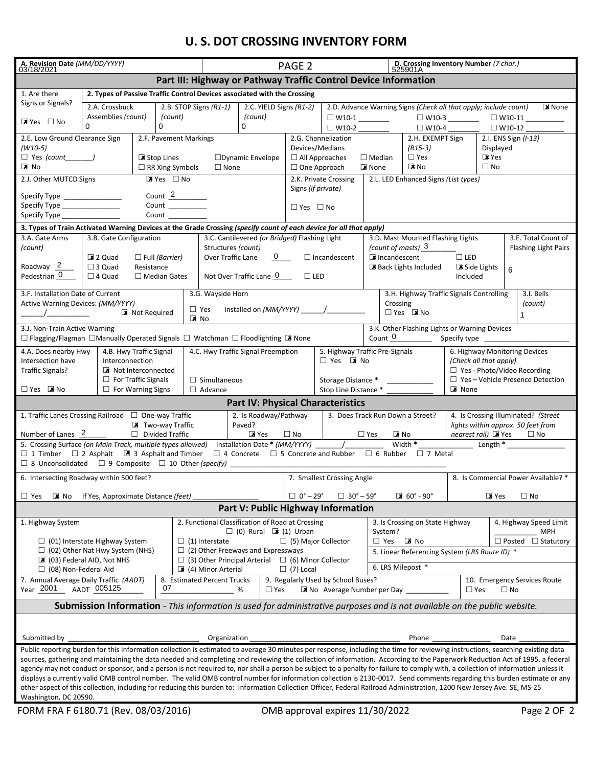# U. S. DOT CROSSING INVENTORY FORM

**A. Revision Date** *(MM/DD/YYYY)* 03/18/2021

PAGE 2

**D. Crossing Inventory Number** *(7 char.)* 525901A

## Part III: Highway or Pathway Traffic Control Device Information

1. Are there Signs or Signals? ☒ Yes ☐ No

**2. Types of Passive Traffic Control Devices associated with the Crossing**

- 2.A. Crossbuck Assemblies *(count)* 0
- 2.B. STOP Signs *(R1-1)* *(count)* 0
- 2.C. YIELD Signs *(R1-2)* *(count)* 0
- 2.D. Advance Warning Signs *(Check all that apply; include count)* ☒ None ☐ W10-1 ☐ W10-2 ☐ W10-3 ☐ W10-4 ☐ W10-11 ☐ W10-12
- 2.E. Low Ground Clearance Sign *(W10-5)* ☐ Yes *(count\_\_\_\_\_\_\_)* ☒ No
- 2.F. Pavement Markings ☒ Stop Lines ☐ RR Xing Symbols ☐ Dynamic Envelope ☐ None
- 2.G. Channelization Devices/Medians ☐ All Approaches ☐ One Approach ☐ Median ☒ None
- 2.H. EXEMPT Sign *(R15-3)* ☐ Yes ☒ No
- 2.I. ENS Sign *(I-13)* Displayed ☒ Yes ☐ No
- 2.J. Other MUTCD Signs ☒ Yes ☐ No
  - Specify Type \_\_\_\_\_\_\_\_ Count 2
  - Specify Type \_\_\_\_\_\_\_\_ Count \_\_\_\_\_\_\_\_
  - Specify Type \_\_\_\_\_\_\_\_ Count \_\_\_\_\_\_\_\_
- 2.K. Private Crossing Signs *(if private)* ☐ Yes ☐ No
- 2.L. LED Enhanced Signs *(List types)*

**3. Types of Train Activated Warning Devices at the Grade Crossing** *(specify count of each device for all that apply)*

- 3.A. Gate Arms *(count)* Roadway 2 Pedestrian 0
- 3.B. Gate Configuration ☒ 2 Quad ☐ 3 Quad ☐ 4 Quad ☐ Full *(Barrier)* Resistance ☐ Median Gates
- 3.C. Cantilevered *(or Bridged)* Flashing Light Structures *(count)* Over Traffic Lane 0 Not Over Traffic Lane 0 ☐ Incandescent ☐ LED
- 3.D. Mast Mounted Flashing Lights *(count of masts)* 3 ☒ Incandescent ☐ LED ☒ Back Lights Included ☒ Side Lights Included
- 3.E. Total Count of Flashing Light Pairs 6
- 3.F. Installation Date of Current Active Warning Devices: *(MM/YYYY)* \_\_\_\_\_\_/\_\_\_\_\_\_\_\_ ☒ Not Required
- 3.G. Wayside Horn ☐ Yes Installed on *(MM/YYYY)* \_\_\_\_\_\_/\_\_\_\_\_\_\_\_ ☒ No
- 3.H. Highway Traffic Signals Controlling Crossing ☐ Yes ☒ No
- 3.I. Bells *(count)* 1
- 3.J. Non-Train Active Warning ☐ Flagging/Flagman ☐ Manually Operated Signals ☐ Watchman ☐ Floodlighting ☒ None
- 3.K. Other Flashing Lights or Warning Devices Count 0 Specify type \_\_\_\_\_\_\_\_

- 4.A. Does nearby Hwy Intersection have Traffic Signals? ☐ Yes ☒ No
- 4.B. Hwy Traffic Signal Interconnection ☒ Not Interconnected ☐ For Traffic Signals ☐ For Warning Signs
- 4.C. Hwy Traffic Signal Preemption ☐ Simultaneous ☐ Advance
- 5. Highway Traffic Pre-Signals ☐ Yes ☒ No Storage Distance * \_\_\_\_\_\_ Stop Line Distance * \_\_\_\_\_\_
- 6. Highway Monitoring Devices *(Check all that apply)* ☐ Yes - Photo/Video Recording ☐ Yes – Vehicle Presence Detection ☒ None

## Part IV: Physical Characteristics

- 1. Traffic Lanes Crossing Railroad ☐ One-way Traffic ☒ Two-way Traffic ☐ Divided Traffic Number of Lanes 2
- 2. Is Roadway/Pathway Paved? ☒ Yes ☐ No
- 3. Does Track Run Down a Street? ☐ Yes ☒ No
- 4. Is Crossing Illuminated? *(Street lights within approx. 50 feet from nearest rail)* ☒ Yes ☐ No
- 5. Crossing Surface *(on Main Track, multiple types allowed)* Installation Date * *(MM/YYYY)* \_\_\_\_\_\_/\_\_\_\_\_\_ Width * \_\_\_\_\_\_ Length * \_\_\_\_\_\_
  ☐ 1 Timber ☐ 2 Asphalt ☒ 3 Asphalt and Timber ☐ 4 Concrete ☐ 5 Concrete and Rubber ☐ 6 Rubber ☐ 7 Metal ☐ 8 Unconsolidated ☐ 9 Composite ☐ 10 Other *(specify)* \_\_\_\_\_\_\_\_
- 6. Intersecting Roadway within 500 feet? ☐ Yes ☒ No If Yes, Approximate Distance *(feet)* \_\_\_\_\_\_\_\_
- 7. Smallest Crossing Angle ☐ 0° – 29° ☐ 30° – 59° ☒ 60° - 90°
- 8. Is Commercial Power Available? * ☒ Yes ☐ No

## Part V: Public Highway Information

- 1. Highway System ☐ (01) Interstate Highway System ☐ (02) Other Nat Hwy System (NHS) ☒ (03) Federal AID, Not NHS ☐ (08) Non-Federal Aid
- 2. Functional Classification of Road at Crossing ☐ (0) Rural ☒ (1) Urban ☐ (1) Interstate ☐ (2) Other Freeways and Expressways ☐ (3) Other Principal Arterial ☒ (4) Minor Arterial ☐ (5) Major Collector ☐ (6) Minor Collector ☐ (7) Local
- 3. Is Crossing on State Highway System? ☐ Yes ☒ No
- 4. Highway Speed Limit \_\_\_\_\_\_ MPH ☐ Posted ☐ Statutory
- 5. Linear Referencing System *(LRS Route ID)* *
- 6. LRS Milepost *
- 7. Annual Average Daily Traffic *(AADT)* Year 2001 AADT 005125
- 8. Estimated Percent Trucks 07 %
- 9. Regularly Used by School Buses? ☐ Yes ☒ No Average Number per Day \_\_\_\_\_\_
- 10. Emergency Services Route ☐ Yes ☐ No

**Submission Information** - *This information is used for administrative purposes and is not available on the public website.*

Submitted by \_\_\_\_\_\_\_\_\_\_\_\_ Organization \_\_\_\_\_\_\_\_\_\_\_\_ Phone \_\_\_\_\_\_\_\_ Date \_\_\_\_\_\_\_\_

Public reporting burden for this information collection is estimated to average 30 minutes per response, including the time for reviewing instructions, searching existing data sources, gathering and maintaining the data needed and completing and reviewing the collection of information. According to the Paperwork Reduction Act of 1995, a federal agency may not conduct or sponsor, and a person is not required to, nor shall a person be subject to a penalty for failure to comply with, a collection of information unless it displays a currently valid OMB control number. The valid OMB control number for information collection is 2130-0017. Send comments regarding this burden estimate or any other aspect of this collection, including for reducing this burden to: Information Collection Officer, Federal Railroad Administration, 1200 New Jersey Ave. SE, MS-25 Washington, DC 20590.

FORM FRA F 6180.71 (Rev. 08/03/2016) OMB approval expires 11/30/2022